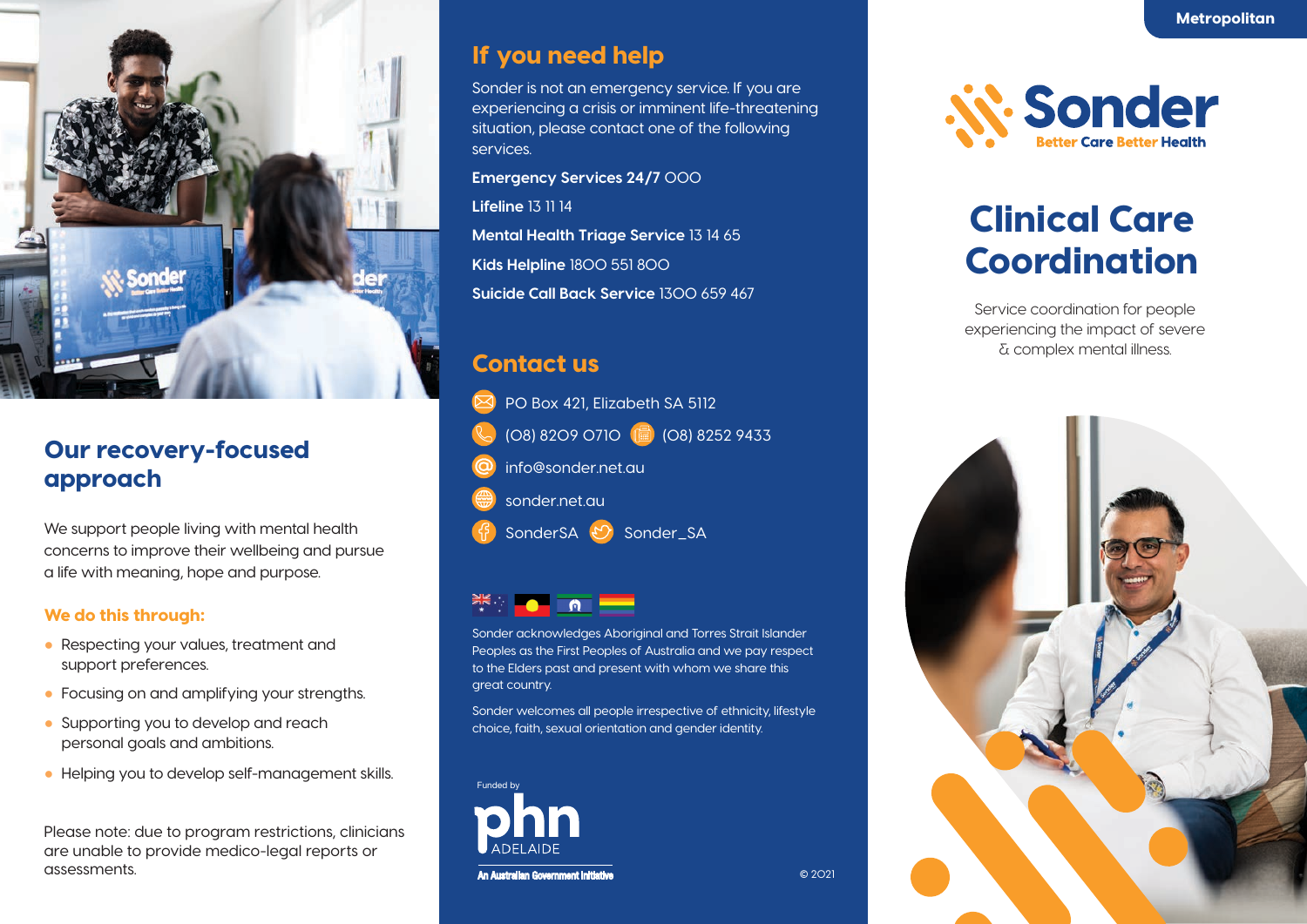# Our recovery-focused approach

We support people living with mental health concerns to improve their wellbeing and pursue a life with meaning, hope and purpose.

### We do this through:

- Respecting your values, treatment and support preferences.
- Focusing on and amplifying your strengths.
- Supporting you to develop and reach personal goals and ambitions.
- Helping you to develop self-management skills.

Please note: due to program restrictions, clinicians are unable to provide medico-legal reports or assessments.

## If you need help

Sonder is not an emergency service. If you are experiencing a crisis or imminent life-threatening situation, please contact one of the following services.

**Emergency Services 24/7** 000

**Lifeline** 13 11 14

**Mental Health Triage Service** 13 14 65

**Kids Helpline** 1800 551 800

**Suicide Call Back Service** 1300 659 467

## Contact us

PO Box 421, Elizabeth SA 5112

(08) 8209 0710 (08) 8252 9433

info@sonder.net.au

sonder.net.au

SonderSA Sonder_SA

Sonder acknowledges Aboriginal and Torres Strait Islander Peoples as the First Peoples of Australia and we pay respect to the Elders past and present with whom we share this great country.

Sonder welcomes all people irrespective of ethnicity, lifestyle choice, faith, sexual orientation and gender identity.

Funded by phn ADELAIDE

An Australian Government Initiative

© 2021

Metropolitan

Sonder
Better Care Better Health

# Clinical Care Coordination

Service coordination for people experiencing the impact of severe & complex mental illness.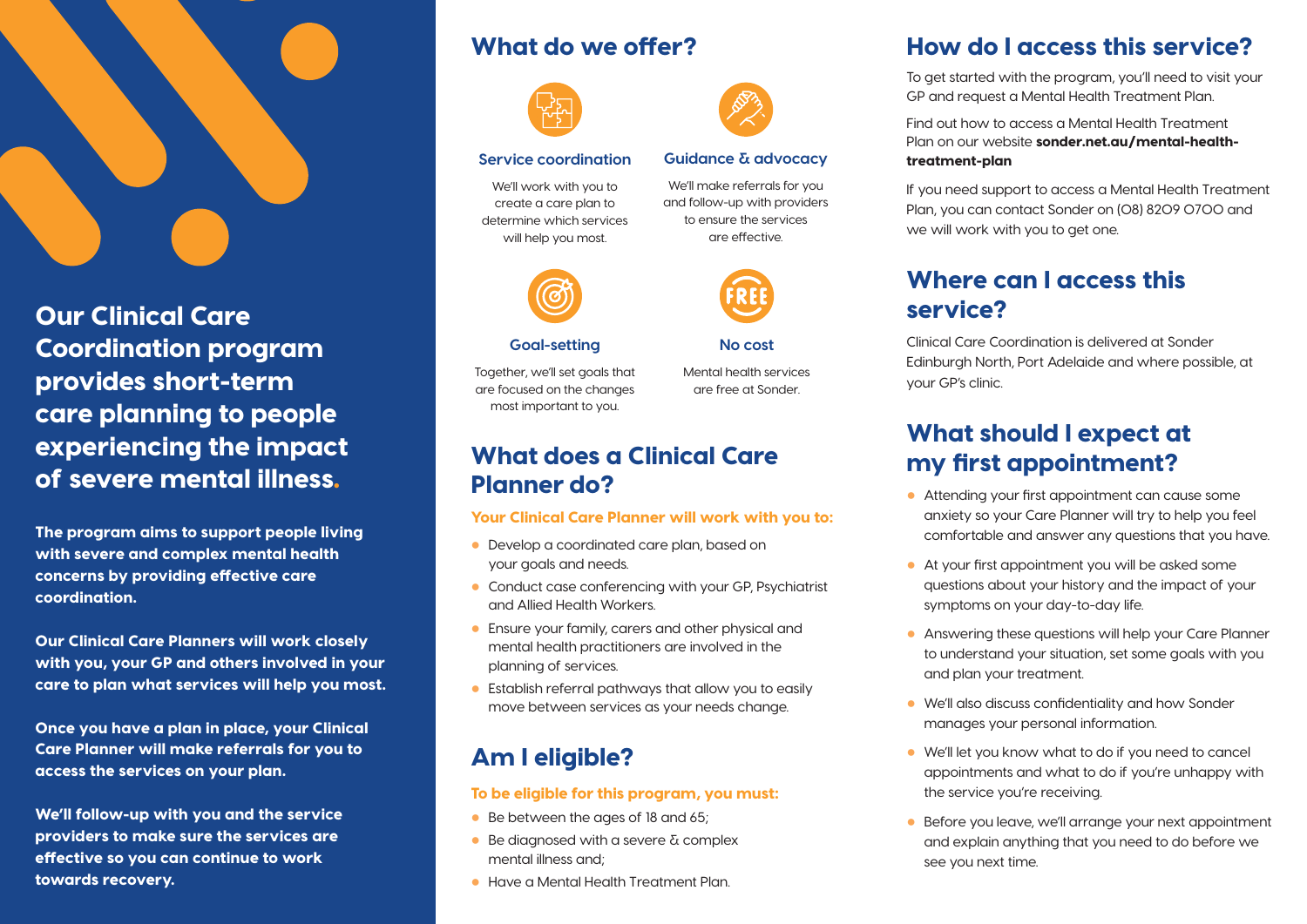## Our Clinical Care Coordination program provides short-term care planning to people experiencing the impact of severe mental illness.

**The program aims to support people living with severe and complex mental health concerns by providing effective care coordination.**

**Our Clinical Care Planners will work closely with you, your GP and others involved in your care to plan what services will help you most.**

**Once you have a plan in place, your Clinical Care Planner will make referrals for you to access the services on your plan.**

**We'll follow-up with you and the service providers to make sure the services are effective so you can continue to work towards recovery.**

## What do we offer?

### Service coordination

We'll work with you to create a care plan to determine which services will help you most.

### Guidance & advocacy

We'll make referrals for you and follow-up with providers to ensure the services are effective.

### Goal-setting

Together, we'll set goals that are focused on the changes most important to you.

### No cost

Mental health services are free at Sonder.

## What does a Clinical Care Planner do?

**Your Clinical Care Planner will work with you to:**

- Develop a coordinated care plan, based on your goals and needs.
- Conduct case conferencing with your GP, Psychiatrist and Allied Health Workers.
- Ensure your family, carers and other physical and mental health practitioners are involved in the planning of services.
- Establish referral pathways that allow you to easily move between services as your needs change.

## Am I eligible?

**To be eligible for this program, you must:**

- Be between the ages of 18 and 65;
- Be diagnosed with a severe & complex mental illness and;
- Have a Mental Health Treatment Plan.

## How do I access this service?

To get started with the program, you'll need to visit your GP and request a Mental Health Treatment Plan.

Find out how to access a Mental Health Treatment Plan on our website **sonder.net.au/mental-health-treatment-plan**

If you need support to access a Mental Health Treatment Plan, you can contact Sonder on (08) 8209 0700 and we will work with you to get one.

## Where can I access this service?

Clinical Care Coordination is delivered at Sonder Edinburgh North, Port Adelaide and where possible, at your GP's clinic.

## What should I expect at my first appointment?

- Attending your first appointment can cause some anxiety so your Care Planner will try to help you feel comfortable and answer any questions that you have.
- At your first appointment you will be asked some questions about your history and the impact of your symptoms on your day-to-day life.
- Answering these questions will help your Care Planner to understand your situation, set some goals with you and plan your treatment.
- We'll also discuss confidentiality and how Sonder manages your personal information.
- We'll let you know what to do if you need to cancel appointments and what to do if you're unhappy with the service you're receiving.
- Before you leave, we'll arrange your next appointment and explain anything that you need to do before we see you next time.